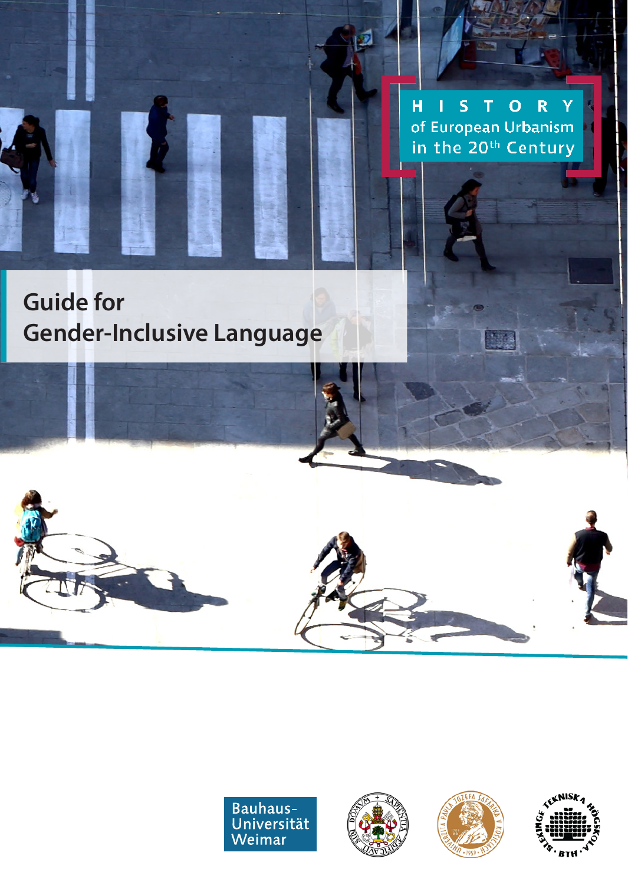HISTORY of European Urbanism in the 20th Century

# Guide for Gender-Inclusive Language

Bauhaus-Universität Weimar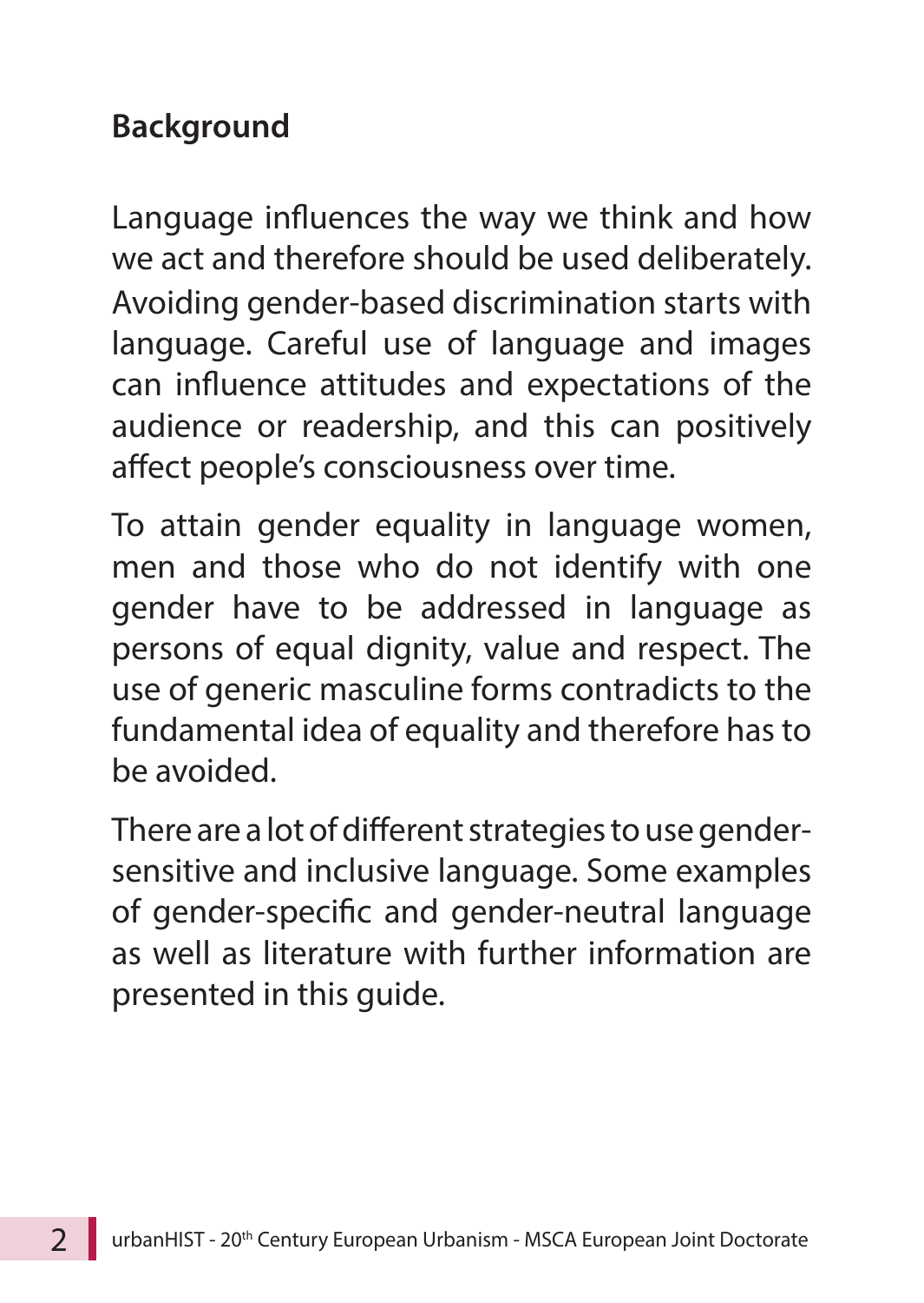## Background

Language influences the way we think and how we act and therefore should be used deliberately. Avoiding gender-based discrimination starts with language. Careful use of language and images can influence attitudes and expectations of the audience or readership, and this can positively affect people's consciousness over time.

To attain gender equality in language women, men and those who do not identify with one gender have to be addressed in language as persons of equal dignity, value and respect. The use of generic masculine forms contradicts to the fundamental idea of equality and therefore has to be avoided.

There are a lot of different strategies to use gender-sensitive and inclusive language. Some examples of gender-specific and gender-neutral language as well as literature with further information are presented in this guide.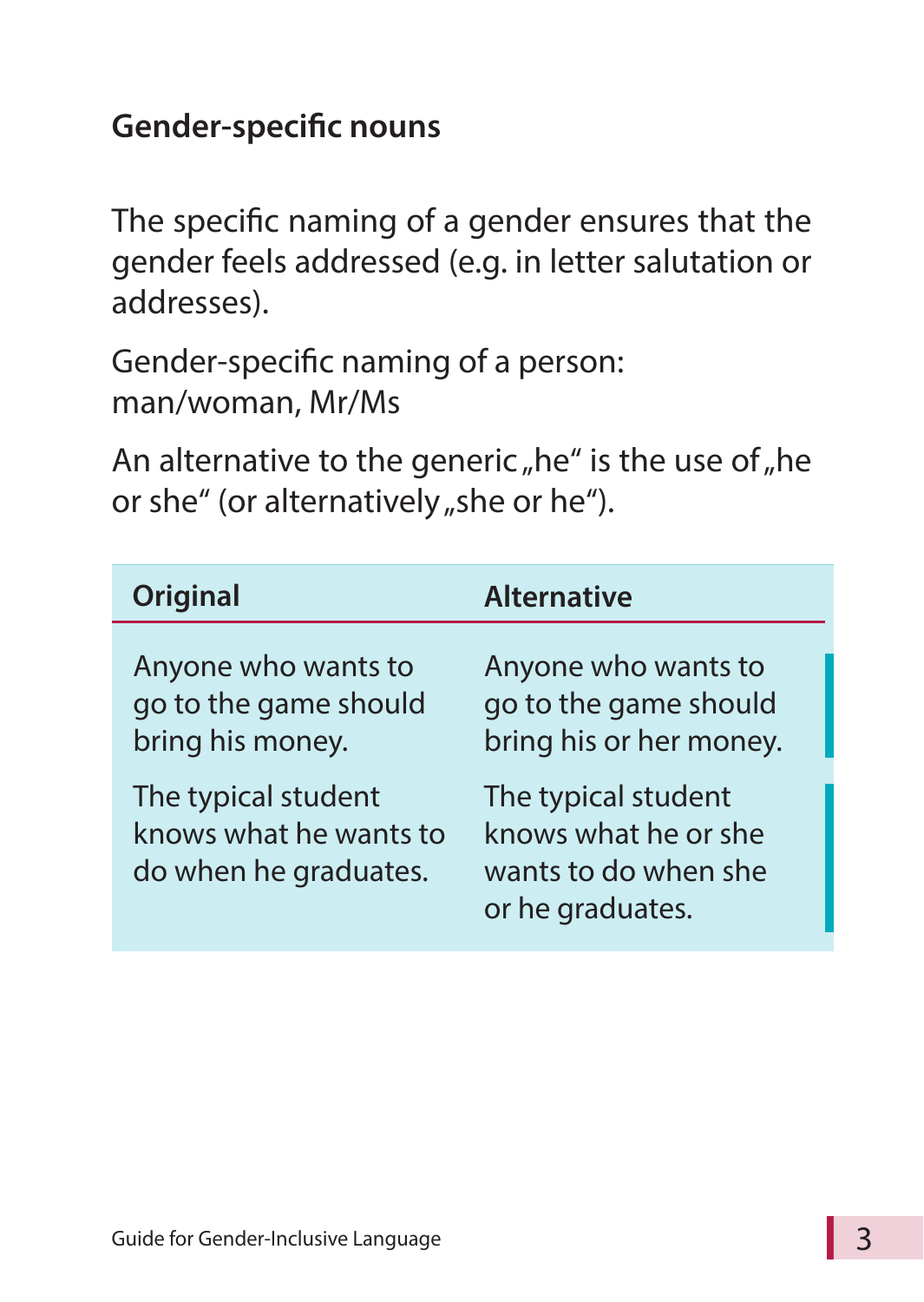## Gender-specific nouns

The specific naming of a gender ensures that the gender feels addressed (e.g. in letter salutation or addresses).

Gender-specific naming of a person:
man/woman, Mr/Ms

An alternative to the generic „he" is the use of „he or she" (or alternatively „she or he").

| Original | Alternative |
|---|---|
| Anyone who wants to go to the game should bring his money. | Anyone who wants to go to the game should bring his or her money. |
| The typical student knows what he wants to do when he graduates. | The typical student knows what he or she wants to do when she or he graduates. |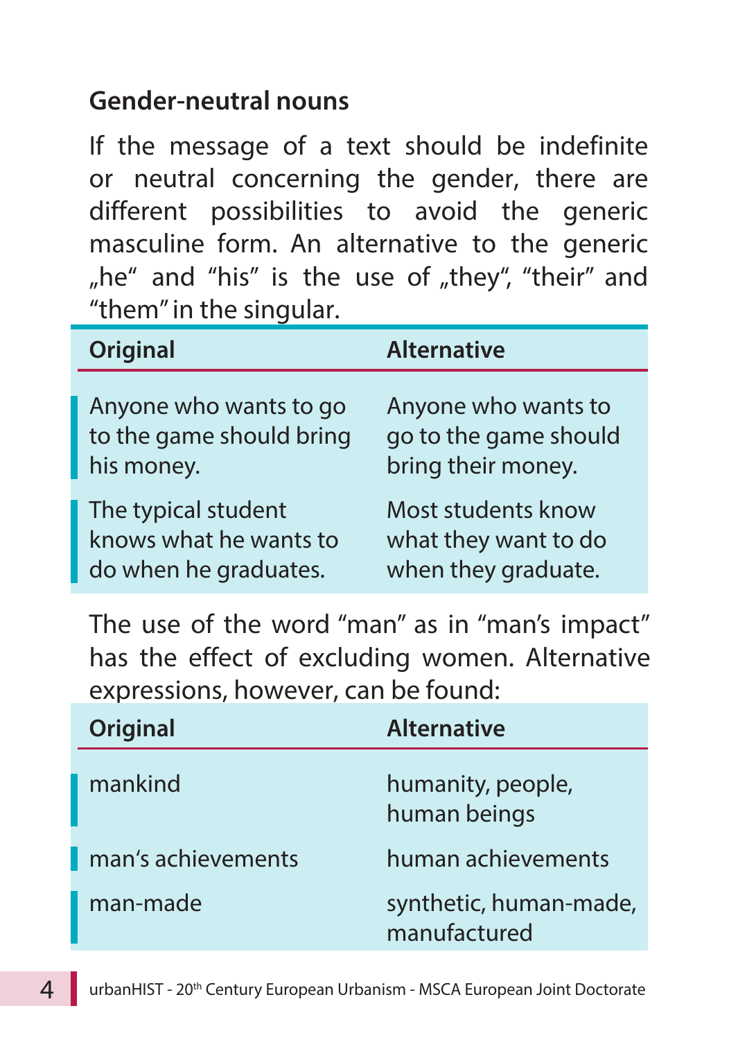## Gender-neutral nouns

If the message of a text should be indefinite or neutral concerning the gender, there are different possibilities to avoid the generic masculine form. An alternative to the generic „he“ and “his” is the use of „they“, “their” and “them” in the singular.

| Original | Alternative |
|---|---|
| Anyone who wants to go to the game should bring his money. | Anyone who wants to go to the game should bring their money. |
| The typical student knows what he wants to do when he graduates. | Most students know what they want to do when they graduate. |

The use of the word “man” as in “man’s impact” has the effect of excluding women. Alternative expressions, however, can be found:

| Original | Alternative |
|---|---|
| mankind | humanity, people, human beings |
| man‘s achievements | human achievements |
| man-made | synthetic, human-made, manufactured |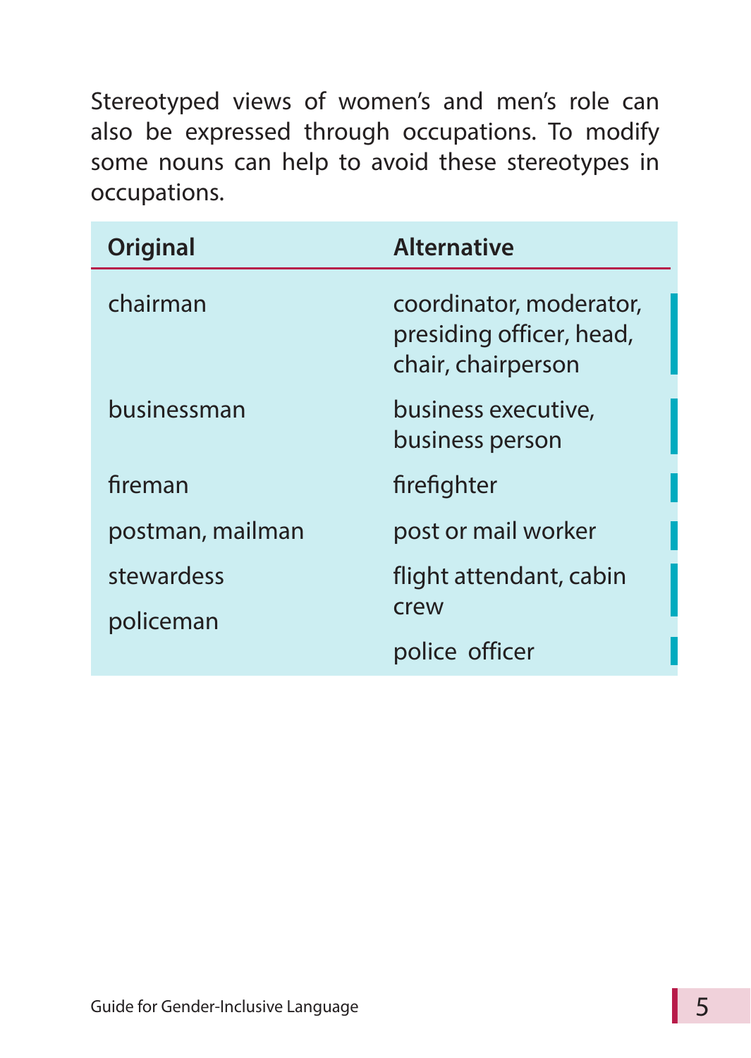Stereotyped views of women's and men's role can also be expressed through occupations. To modify some nouns can help to avoid these stereotypes in occupations.

| Original | Alternative |
| --- | --- |
| chairman | coordinator, moderator, presiding officer, head, chair, chairperson |
| businessman | business executive, business person |
| fireman | firefighter |
| postman, mailman | post or mail worker |
| stewardess | flight attendant, cabin crew |
| policeman | police officer |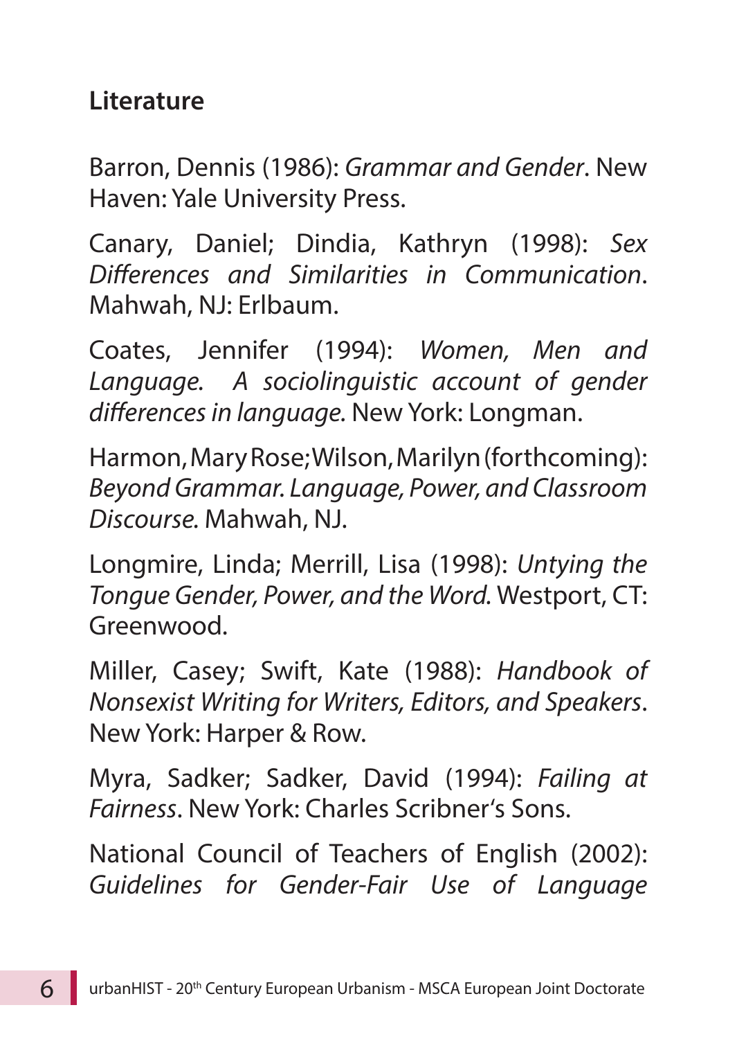## Literature

Barron, Dennis (1986): *Grammar and Gender*. New Haven: Yale University Press.

Canary, Daniel; Dindia, Kathryn (1998): *Sex Differences and Similarities in Communication*. Mahwah, NJ: Erlbaum.

Coates, Jennifer (1994): *Women, Men and Language. A sociolinguistic account of gender differences in language.* New York: Longman.

Harmon, Mary Rose; Wilson, Marilyn (forthcoming): *Beyond Grammar. Language, Power, and Classroom Discourse.* Mahwah, NJ.

Longmire, Linda; Merrill, Lisa (1998): *Untying the Tongue Gender, Power, and the Word.* Westport, CT: Greenwood.

Miller, Casey; Swift, Kate (1988): *Handbook of Nonsexist Writing for Writers, Editors, and Speakers*. New York: Harper & Row.

Myra, Sadker; Sadker, David (1994): *Failing at Fairness*. New York: Charles Scribner's Sons.

National Council of Teachers of English (2002): *Guidelines for Gender-Fair Use of Language*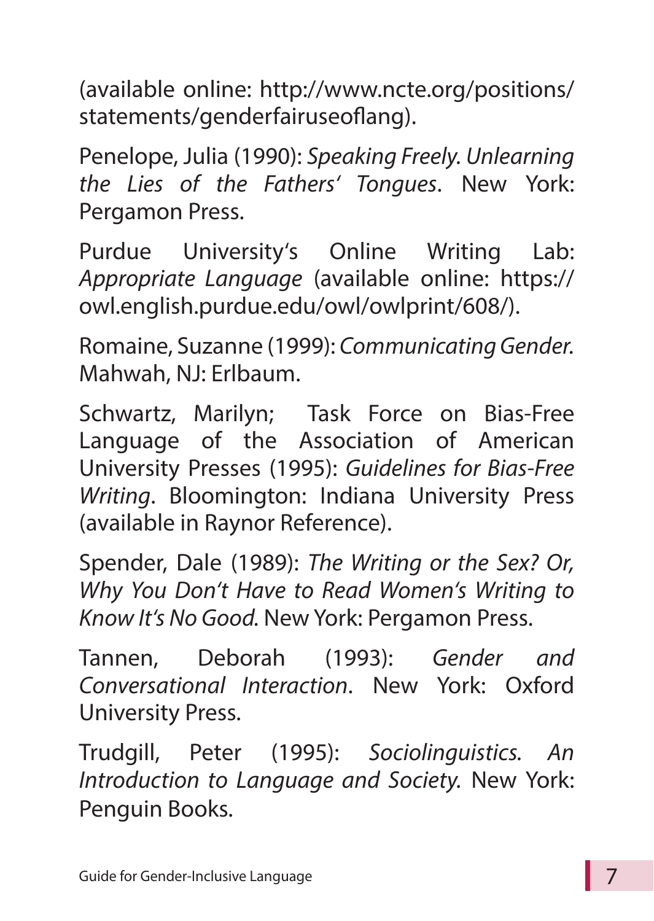(available online: http://www.ncte.org/positions/statements/genderfairuseoflang).

Penelope, Julia (1990): *Speaking Freely. Unlearning the Lies of the Fathers' Tongues*. New York: Pergamon Press.

Purdue University's Online Writing Lab: *Appropriate Language* (available online: https://owl.english.purdue.edu/owl/owlprint/608/).

Romaine, Suzanne (1999): *Communicating Gender.* Mahwah, NJ: Erlbaum.

Schwartz, Marilyn; Task Force on Bias-Free Language of the Association of American University Presses (1995): *Guidelines for Bias-Free Writing*. Bloomington: Indiana University Press (available in Raynor Reference).

Spender, Dale (1989): *The Writing or the Sex? Or, Why You Don't Have to Read Women's Writing to Know It's No Good.* New York: Pergamon Press.

Tannen, Deborah (1993): *Gender and Conversational Interaction*. New York: Oxford University Press.

Trudgill, Peter (1995): *Sociolinguistics. An Introduction to Language and Society.* New York: Penguin Books.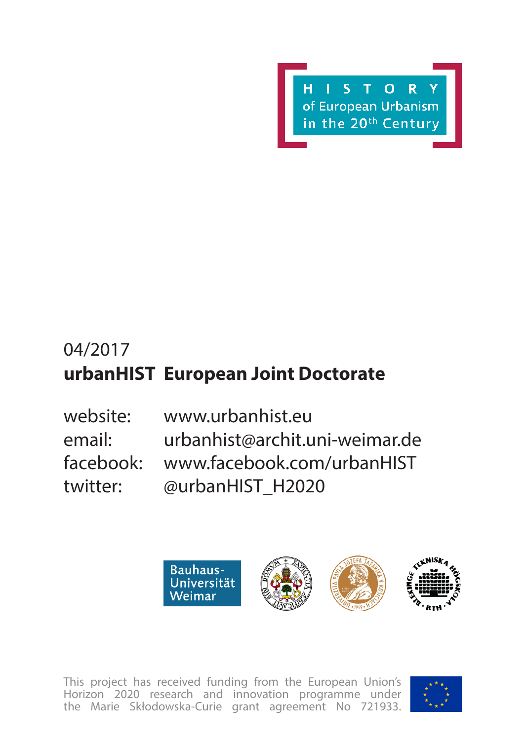HISTORY of European Urbanism in the 20th Century

04/2017

**urbanHIST European Joint Doctorate**

| | |
|---|---|
| website: | www.urbanhist.eu |
| email: | urbanhist@archit.uni-weimar.de |
| facebook: | www.facebook.com/urbanHIST |
| twitter: | @urbanHIST_H2020 |

Bauhaus-Universität Weimar

This project has received funding from the European Union's Horizon 2020 research and innovation programme under the Marie Skłodowska-Curie grant agreement No 721933.